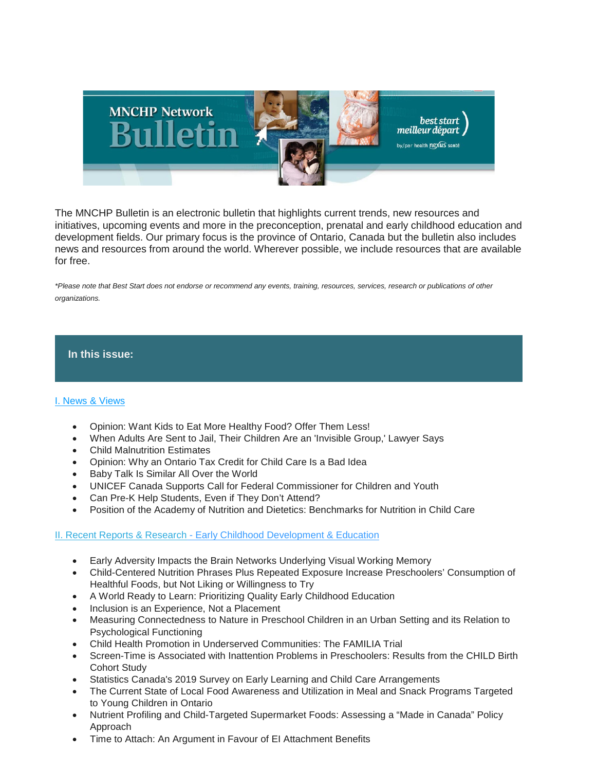The MNCHP Bulletin is an electronic bulletin that highlights current trends, new resources and initiatives, upcoming events and more in the preconception, prenatal and early childhood education and development fields. Our primary focus is the province of Ontario, Canada but the bulletin also includes news and resources from around the world. Wherever possible, we include resources that are available for free.

*\*Please note that Best Start does not endorse or recommend any events, training, resources, services, research or publications of other organizations.*

## In this issue:

### I. News & Views

- Opinion: Want Kids to Eat More Healthy Food? Offer Them Less!
- When Adults Are Sent to Jail, Their Children Are an 'Invisible Group,' Lawyer Says
- Child Malnutrition Estimates
- Opinion: Why an Ontario Tax Credit for Child Care Is a Bad Idea
- Baby Talk Is Similar All Over the World
- UNICEF Canada Supports Call for Federal Commissioner for Children and Youth
- Can Pre-K Help Students, Even if They Don't Attend?
- Position of the Academy of Nutrition and Dietetics: Benchmarks for Nutrition in Child Care

### II. Recent Reports & Research - Early Childhood Development & Education

- Early Adversity Impacts the Brain Networks Underlying Visual Working Memory
- Child-Centered Nutrition Phrases Plus Repeated Exposure Increase Preschoolers' Consumption of Healthful Foods, but Not Liking or Willingness to Try
- A World Ready to Learn: Prioritizing Quality Early Childhood Education
- Inclusion is an Experience, Not a Placement
- Measuring Connectedness to Nature in Preschool Children in an Urban Setting and its Relation to Psychological Functioning
- Child Health Promotion in Underserved Communities: The FAMILIA Trial
- Screen-Time is Associated with Inattention Problems in Preschoolers: Results from the CHILD Birth Cohort Study
- Statistics Canada's 2019 Survey on Early Learning and Child Care Arrangements
- The Current State of Local Food Awareness and Utilization in Meal and Snack Programs Targeted to Young Children in Ontario
- Nutrient Profiling and Child-Targeted Supermarket Foods: Assessing a "Made in Canada" Policy Approach
- Time to Attach: An Argument in Favour of EI Attachment Benefits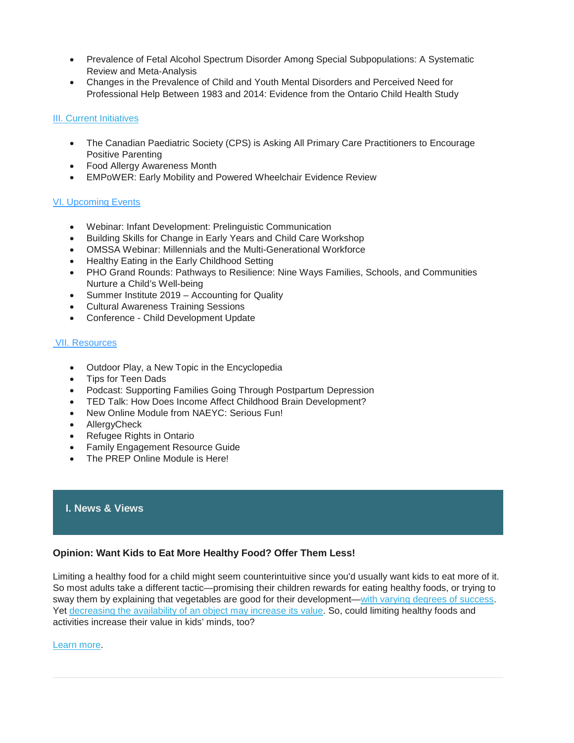- Prevalence of Fetal Alcohol Spectrum Disorder Among Special Subpopulations: A Systematic Review and Meta-Analysis
- Changes in the Prevalence of Child and Youth Mental Disorders and Perceived Need for Professional Help Between 1983 and 2014: Evidence from the Ontario Child Health Study

III. Current Initiatives

- The Canadian Paediatric Society (CPS) is Asking All Primary Care Practitioners to Encourage Positive Parenting
- Food Allergy Awareness Month
- EMPoWER: Early Mobility and Powered Wheelchair Evidence Review

VI. Upcoming Events

- Webinar: Infant Development: Prelinguistic Communication
- Building Skills for Change in Early Years and Child Care Workshop
- OMSSA Webinar: Millennials and the Multi-Generational Workforce
- Healthy Eating in the Early Childhood Setting
- PHO Grand Rounds: Pathways to Resilience: Nine Ways Families, Schools, and Communities Nurture a Child's Well-being
- Summer Institute 2019 – Accounting for Quality
- Cultural Awareness Training Sessions
- Conference - Child Development Update

VII. Resources

- Outdoor Play, a New Topic in the Encyclopedia
- Tips for Teen Dads
- Podcast: Supporting Families Going Through Postpartum Depression
- TED Talk: How Does Income Affect Childhood Brain Development?
- New Online Module from NAEYC: Serious Fun!
- AllergyCheck
- Refugee Rights in Ontario
- Family Engagement Resource Guide
- The PREP Online Module is Here!

## I. News & Views

**Opinion: Want Kids to Eat More Healthy Food? Offer Them Less!**

Limiting a healthy food for a child might seem counterintuitive since you'd usually want kids to eat more of it. So most adults take a different tactic—promising their children rewards for eating healthy foods, or trying to sway them by explaining that vegetables are good for their development—with varying degrees of success. Yet decreasing the availability of an object may increase its value. So, could limiting healthy foods and activities increase their value in kids' minds, too?

Learn more.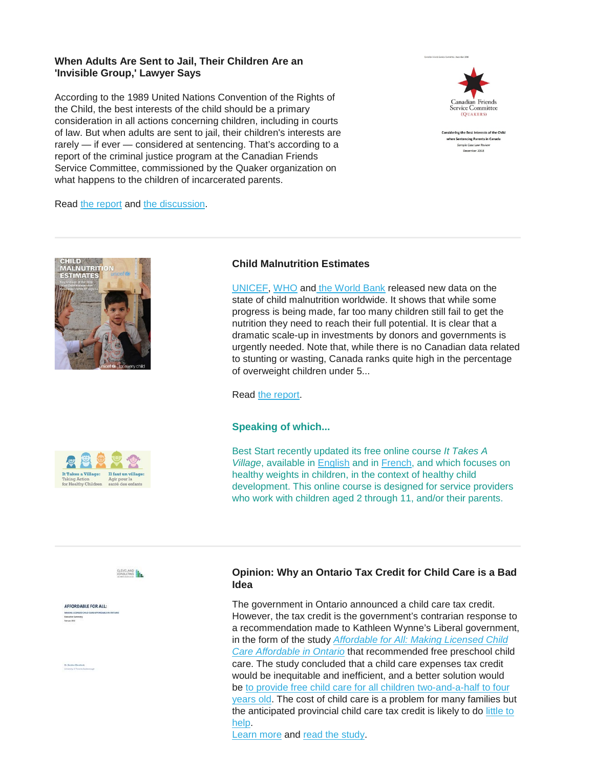### When Adults Are Sent to Jail, Their Children Are an 'Invisible Group,' Lawyer Says

According to the 1989 United Nations Convention of the Rights of the Child, the best interests of the child should be a primary consideration in all actions concerning children, including in courts of law. But when adults are sent to jail, their children's interests are rarely — if ever — considered at sentencing. That's according to a report of the criminal justice program at the Canadian Friends Service Committee, commissioned by the Quaker organization on what happens to the children of incarcerated parents.

Read the report and the discussion.

---

### Child Malnutrition Estimates

UNICEF, WHO and the World Bank released new data on the state of child malnutrition worldwide. It shows that while some progress is being made, far too many children still fail to get the nutrition they need to reach their full potential. It is clear that a dramatic scale-up in investments by donors and governments is urgently needed. Note that, while there is no Canadian data related to stunting or wasting, Canada ranks quite high in the percentage of overweight children under 5...

Read the report.

### Speaking of which...

Best Start recently updated its free online course *It Takes A Village*, available in English and in French, and which focuses on healthy weights in children, in the context of healthy child development. This online course is designed for service providers who work with children aged 2 through 11, and/or their parents.

---

### Opinion: Why an Ontario Tax Credit for Child Care is a Bad Idea

The government in Ontario announced a child care tax credit. However, the tax credit is the government's contrarian response to a recommendation made to Kathleen Wynne's Liberal government, in the form of the study *Affordable for All: Making Licensed Child Care Affordable in Ontario* that recommended free preschool child care. The study concluded that a child care expenses tax credit would be inequitable and inefficient, and a better solution would be to provide free child care for all children two-and-a-half to four years old. The cost of child care is a problem for many families but the anticipated provincial child care tax credit is likely to do little to help.

Learn more and read the study.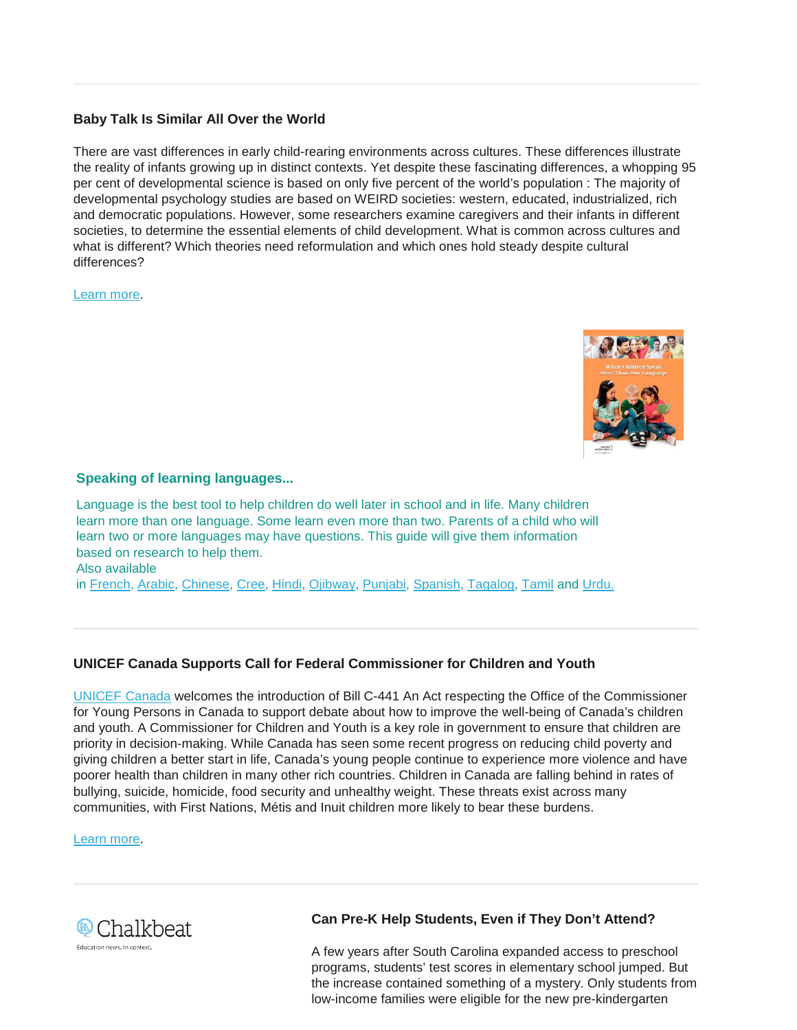### Baby Talk Is Similar All Over the World

There are vast differences in early child-rearing environments across cultures. These differences illustrate the reality of infants growing up in distinct contexts. Yet despite these fascinating differences, a whopping 95 per cent of developmental science is based on only five percent of the world's population : The majority of developmental psychology studies are based on WEIRD societies: western, educated, industrialized, rich and democratic populations. However, some researchers examine caregivers and their infants in different societies, to determine the essential elements of child development. What is common across cultures and what is different? Which theories need reformulation and which ones hold steady despite cultural differences?

Learn more.

---

### Speaking of learning languages...

Language is the best tool to help children do well later in school and in life. Many children learn more than one language. Some learn even more than two. Parents of a child who will learn two or more languages may have questions. This guide will give them information based on research to help them.
Also available in French, Arabic, Chinese, Cree, Hindi, Ojibway, Punjabi, Spanish, Tagalog, Tamil and Urdu.

---

### UNICEF Canada Supports Call for Federal Commissioner for Children and Youth

UNICEF Canada welcomes the introduction of Bill C-441 An Act respecting the Office of the Commissioner for Young Persons in Canada to support debate about how to improve the well-being of Canada's children and youth. A Commissioner for Children and Youth is a key role in government to ensure that children are priority in decision-making. While Canada has seen some recent progress on reducing child poverty and giving children a better start in life, Canada's young people continue to experience more violence and have poorer health than children in many other rich countries. Children in Canada are falling behind in rates of bullying, suicide, homicide, food security and unhealthy weight. These threats exist across many communities, with First Nations, Métis and Inuit children more likely to bear these burdens.

Learn more.

---

Chalkbeat
Education news. In context.

### Can Pre-K Help Students, Even if They Don't Attend?

A few years after South Carolina expanded access to preschool programs, students' test scores in elementary school jumped. But the increase contained something of a mystery. Only students from low-income families were eligible for the new pre-kindergarten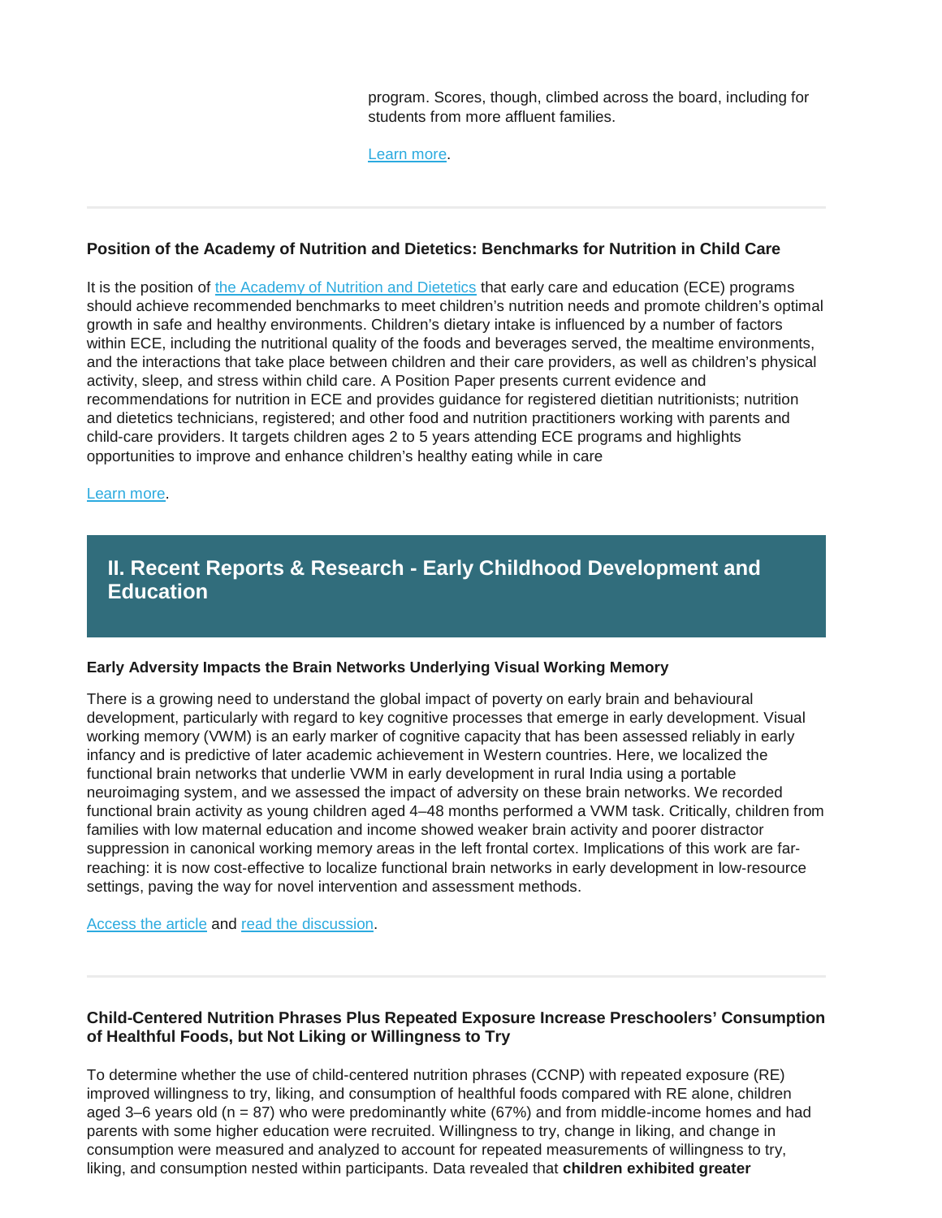program. Scores, though, climbed across the board, including for students from more affluent families.

[Learn more](#).

---

### Position of the Academy of Nutrition and Dietetics: Benchmarks for Nutrition in Child Care

It is the position of [the Academy of Nutrition and Dietetics](#) that early care and education (ECE) programs should achieve recommended benchmarks to meet children's nutrition needs and promote children's optimal growth in safe and healthy environments. Children's dietary intake is influenced by a number of factors within ECE, including the nutritional quality of the foods and beverages served, the mealtime environments, and the interactions that take place between children and their care providers, as well as children's physical activity, sleep, and stress within child care. A Position Paper presents current evidence and recommendations for nutrition in ECE and provides guidance for registered dietitian nutritionists; nutrition and dietetics technicians, registered; and other food and nutrition practitioners working with parents and child-care providers. It targets children ages 2 to 5 years attending ECE programs and highlights opportunities to improve and enhance children's healthy eating while in care

[Learn more](#).

## II. Recent Reports & Research - Early Childhood Development and Education

### Early Adversity Impacts the Brain Networks Underlying Visual Working Memory

There is a growing need to understand the global impact of poverty on early brain and behavioural development, particularly with regard to key cognitive processes that emerge in early development. Visual working memory (VWM) is an early marker of cognitive capacity that has been assessed reliably in early infancy and is predictive of later academic achievement in Western countries. Here, we localized the functional brain networks that underlie VWM in early development in rural India using a portable neuroimaging system, and we assessed the impact of adversity on these brain networks. We recorded functional brain activity as young children aged 4–48 months performed a VWM task. Critically, children from families with low maternal education and income showed weaker brain activity and poorer distractor suppression in canonical working memory areas in the left frontal cortex. Implications of this work are far-reaching: it is now cost-effective to localize functional brain networks in early development in low-resource settings, paving the way for novel intervention and assessment methods.

[Access the article](#) and [read the discussion](#).

---

### Child-Centered Nutrition Phrases Plus Repeated Exposure Increase Preschoolers' Consumption of Healthful Foods, but Not Liking or Willingness to Try

To determine whether the use of child-centered nutrition phrases (CCNP) with repeated exposure (RE) improved willingness to try, liking, and consumption of healthful foods compared with RE alone, children aged 3–6 years old (n = 87) who were predominantly white (67%) and from middle-income homes and had parents with some higher education were recruited. Willingness to try, change in liking, and change in consumption were measured and analyzed to account for repeated measurements of willingness to try, liking, and consumption nested within participants. Data revealed that **children exhibited greater**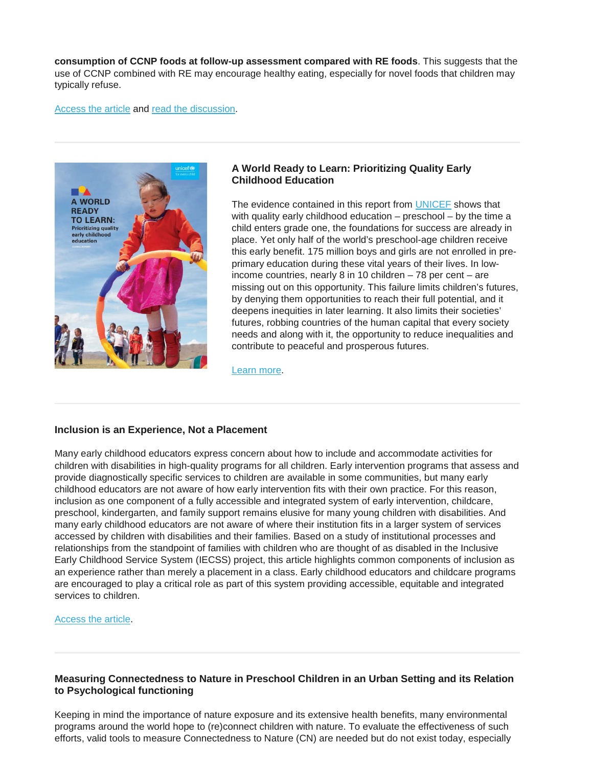**consumption of CCNP foods at follow-up assessment compared with RE foods**. This suggests that the use of CCNP combined with RE may encourage healthy eating, especially for novel foods that children may typically refuse.

Access the article and read the discussion.

---

### A World Ready to Learn: Prioritizing Quality Early Childhood Education

The evidence contained in this report from UNICEF shows that with quality early childhood education – preschool – by the time a child enters grade one, the foundations for success are already in place. Yet only half of the world's preschool-age children receive this early benefit. 175 million boys and girls are not enrolled in pre-primary education during these vital years of their lives. In low-income countries, nearly 8 in 10 children – 78 per cent – are missing out on this opportunity. This failure limits children's futures, by denying them opportunities to reach their full potential, and it deepens inequities in later learning. It also limits their societies' futures, robbing countries of the human capital that every society needs and along with it, the opportunity to reduce inequalities and contribute to peaceful and prosperous futures.

Learn more.

---

### Inclusion is an Experience, Not a Placement

Many early childhood educators express concern about how to include and accommodate activities for children with disabilities in high-quality programs for all children. Early intervention programs that assess and provide diagnostically specific services to children are available in some communities, but many early childhood educators are not aware of how early intervention fits with their own practice. For this reason, inclusion as one component of a fully accessible and integrated system of early intervention, childcare, preschool, kindergarten, and family support remains elusive for many young children with disabilities. And many early childhood educators are not aware of where their institution fits in a larger system of services accessed by children with disabilities and their families. Based on a study of institutional processes and relationships from the standpoint of families with children who are thought of as disabled in the Inclusive Early Childhood Service System (IECSS) project, this article highlights common components of inclusion as an experience rather than merely a placement in a class. Early childhood educators and childcare programs are encouraged to play a critical role as part of this system providing accessible, equitable and integrated services to children.

Access the article.

---

### Measuring Connectedness to Nature in Preschool Children in an Urban Setting and its Relation to Psychological functioning

Keeping in mind the importance of nature exposure and its extensive health benefits, many environmental programs around the world hope to (re)connect children with nature. To evaluate the effectiveness of such efforts, valid tools to measure Connectedness to Nature (CN) are needed but do not exist today, especially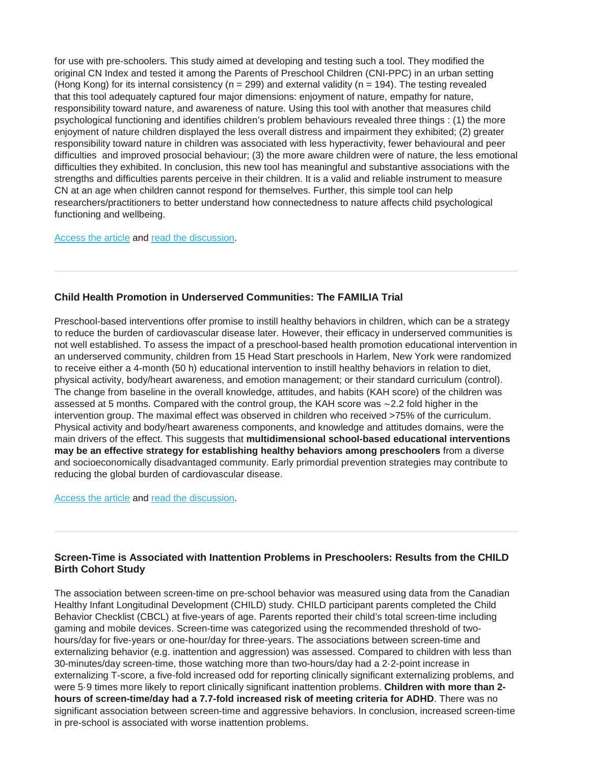for use with pre-schoolers. This study aimed at developing and testing such a tool. They modified the original CN Index and tested it among the Parents of Preschool Children (CNI-PPC) in an urban setting (Hong Kong) for its internal consistency (n = 299) and external validity (n = 194). The testing revealed that this tool adequately captured four major dimensions: enjoyment of nature, empathy for nature, responsibility toward nature, and awareness of nature. Using this tool with another that measures child psychological functioning and identifies children's problem behaviours revealed three things : (1) the more enjoyment of nature children displayed the less overall distress and impairment they exhibited; (2) greater responsibility toward nature in children was associated with less hyperactivity, fewer behavioural and peer difficulties and improved prosocial behaviour; (3) the more aware children were of nature, the less emotional difficulties they exhibited. In conclusion, this new tool has meaningful and substantive associations with the strengths and difficulties parents perceive in their children. It is a valid and reliable instrument to measure CN at an age when children cannot respond for themselves. Further, this simple tool can help researchers/practitioners to better understand how connectedness to nature affects child psychological functioning and wellbeing.

Access the article and read the discussion.

---

### Child Health Promotion in Underserved Communities: The FAMILIA Trial

Preschool-based interventions offer promise to instill healthy behaviors in children, which can be a strategy to reduce the burden of cardiovascular disease later. However, their efficacy in underserved communities is not well established. To assess the impact of a preschool-based health promotion educational intervention in an underserved community, children from 15 Head Start preschools in Harlem, New York were randomized to receive either a 4-month (50 h) educational intervention to instill healthy behaviors in relation to diet, physical activity, body/heart awareness, and emotion management; or their standard curriculum (control). The change from baseline in the overall knowledge, attitudes, and habits (KAH score) of the children was assessed at 5 months. Compared with the control group, the KAH score was ~2.2 fold higher in the intervention group. The maximal effect was observed in children who received >75% of the curriculum. Physical activity and body/heart awareness components, and knowledge and attitudes domains, were the main drivers of the effect. This suggests that **multidimensional school-based educational interventions may be an effective strategy for establishing healthy behaviors among preschoolers** from a diverse and socioeconomically disadvantaged community. Early primordial prevention strategies may contribute to reducing the global burden of cardiovascular disease.

Access the article and read the discussion.

---

### Screen-Time is Associated with Inattention Problems in Preschoolers: Results from the CHILD Birth Cohort Study

The association between screen-time on pre-school behavior was measured using data from the Canadian Healthy Infant Longitudinal Development (CHILD) study. CHILD participant parents completed the Child Behavior Checklist (CBCL) at five-years of age. Parents reported their child's total screen-time including gaming and mobile devices. Screen-time was categorized using the recommended threshold of two-hours/day for five-years or one-hour/day for three-years. The associations between screen-time and externalizing behavior (e.g. inattention and aggression) was assessed. Compared to children with less than 30-minutes/day screen-time, those watching more than two-hours/day had a 2·2-point increase in externalizing T-score, a five-fold increased odd for reporting clinically significant externalizing problems, and were 5·9 times more likely to report clinically significant inattention problems. **Children with more than 2-hours of screen-time/day had a 7.7-fold increased risk of meeting criteria for ADHD**. There was no significant association between screen-time and aggressive behaviors. In conclusion, increased screen-time in pre-school is associated with worse inattention problems.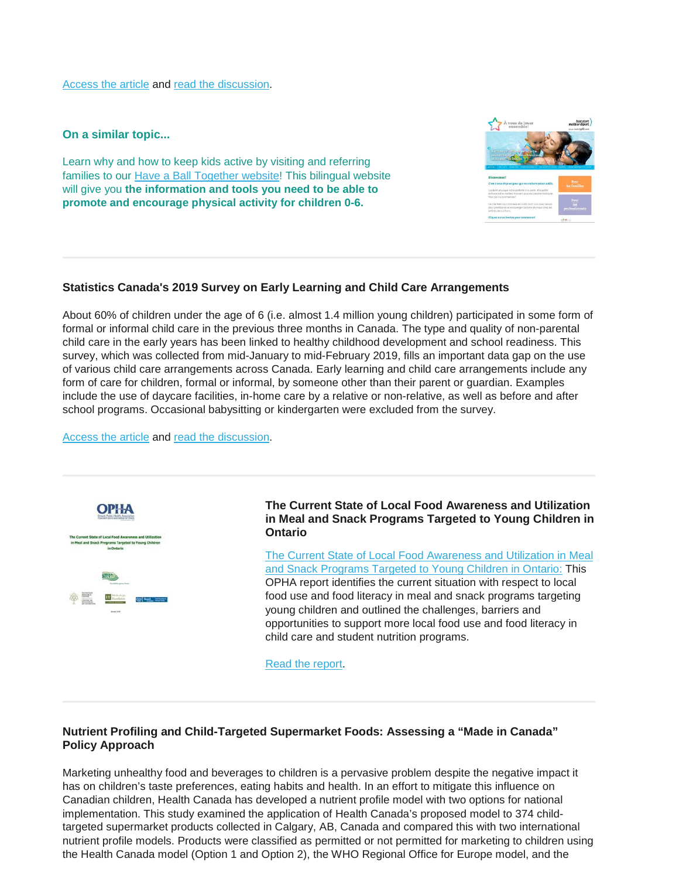Access the article and read the discussion.

**On a similar topic...**

Learn why and how to keep kids active by visiting and referring families to our Have a Ball Together website! This bilingual website will give you **the information and tools you need to be able to promote and encourage physical activity for children 0-6.**

---

**Statistics Canada's 2019 Survey on Early Learning and Child Care Arrangements**

About 60% of children under the age of 6 (i.e. almost 1.4 million young children) participated in some form of formal or informal child care in the previous three months in Canada. The type and quality of non-parental child care in the early years has been linked to healthy childhood development and school readiness. This survey, which was collected from mid-January to mid-February 2019, fills an important data gap on the use of various child care arrangements across Canada. Early learning and child care arrangements include any form of care for children, formal or informal, by someone other than their parent or guardian. Examples include the use of daycare facilities, in-home care by a relative or non-relative, as well as before and after school programs. Occasional babysitting or kindergarten were excluded from the survey.

Access the article and read the discussion.

---

**The Current State of Local Food Awareness and Utilization in Meal and Snack Programs Targeted to Young Children in Ontario**

The Current State of Local Food Awareness and Utilization in Meal and Snack Programs Targeted to Young Children in Ontario: This OPHA report identifies the current situation with respect to local food use and food literacy in meal and snack programs targeting young children and outlined the challenges, barriers and opportunities to support more local food use and food literacy in child care and student nutrition programs.

Read the report.

---

**Nutrient Profiling and Child-Targeted Supermarket Foods: Assessing a "Made in Canada" Policy Approach**

Marketing unhealthy food and beverages to children is a pervasive problem despite the negative impact it has on children's taste preferences, eating habits and health. In an effort to mitigate this influence on Canadian children, Health Canada has developed a nutrient profile model with two options for national implementation. This study examined the application of Health Canada's proposed model to 374 child-targeted supermarket products collected in Calgary, AB, Canada and compared this with two international nutrient profile models. Products were classified as permitted or not permitted for marketing to children using the Health Canada model (Option 1 and Option 2), the WHO Regional Office for Europe model, and the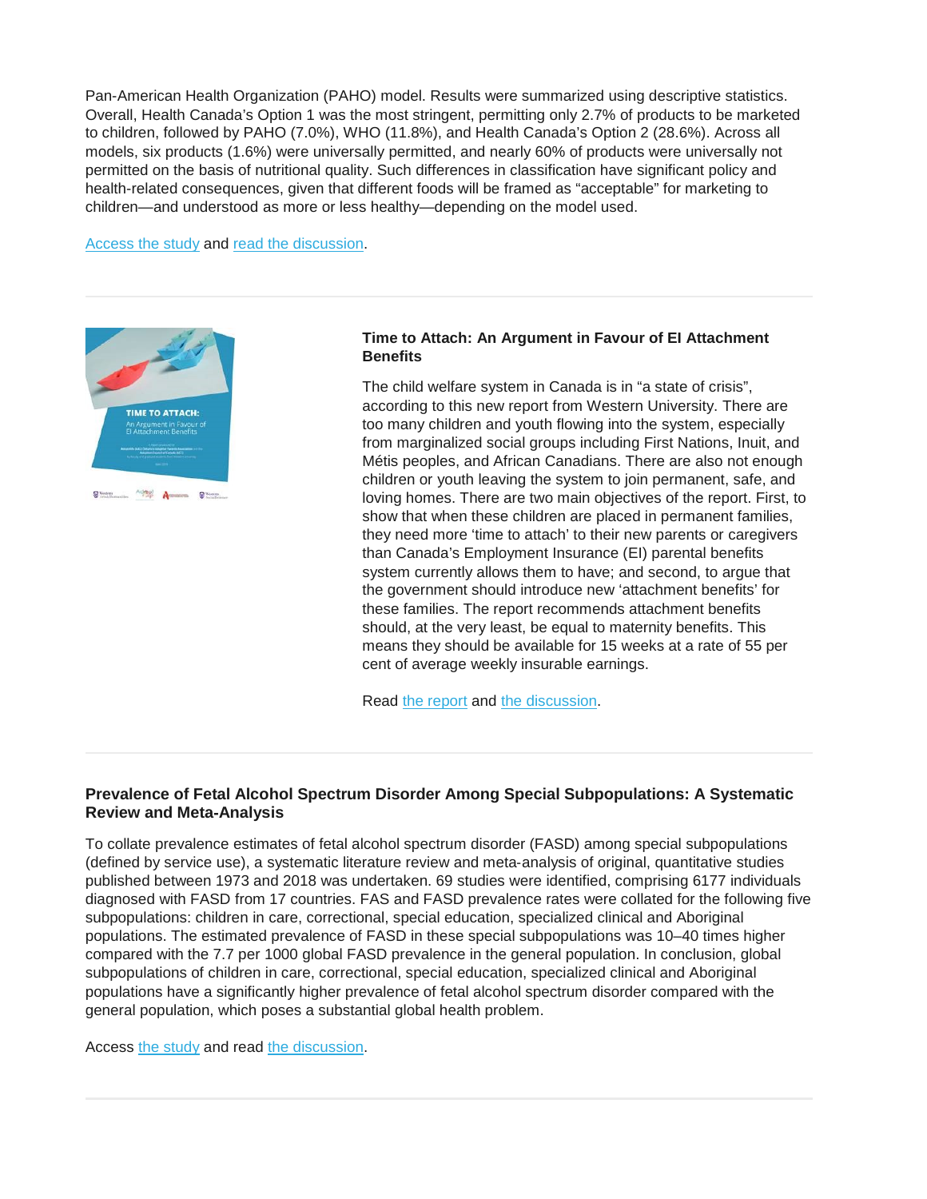Pan-American Health Organization (PAHO) model. Results were summarized using descriptive statistics. Overall, Health Canada's Option 1 was the most stringent, permitting only 2.7% of products to be marketed to children, followed by PAHO (7.0%), WHO (11.8%), and Health Canada's Option 2 (28.6%). Across all models, six products (1.6%) were universally permitted, and nearly 60% of products were universally not permitted on the basis of nutritional quality. Such differences in classification have significant policy and health-related consequences, given that different foods will be framed as "acceptable" for marketing to children—and understood as more or less healthy—depending on the model used.

Access the study and read the discussion.

---

**Time to Attach: An Argument in Favour of EI Attachment Benefits**

The child welfare system in Canada is in "a state of crisis", according to this new report from Western University. There are too many children and youth flowing into the system, especially from marginalized social groups including First Nations, Inuit, and Métis peoples, and African Canadians. There are also not enough children or youth leaving the system to join permanent, safe, and loving homes. There are two main objectives of the report. First, to show that when these children are placed in permanent families, they need more 'time to attach' to their new parents or caregivers than Canada's Employment Insurance (EI) parental benefits system currently allows them to have; and second, to argue that the government should introduce new 'attachment benefits' for these families. The report recommends attachment benefits should, at the very least, be equal to maternity benefits. This means they should be available for 15 weeks at a rate of 55 per cent of average weekly insurable earnings.

Read the report and the discussion.

---

**Prevalence of Fetal Alcohol Spectrum Disorder Among Special Subpopulations: A Systematic Review and Meta-Analysis**

To collate prevalence estimates of fetal alcohol spectrum disorder (FASD) among special subpopulations (defined by service use), a systematic literature review and meta-analysis of original, quantitative studies published between 1973 and 2018 was undertaken. 69 studies were identified, comprising 6177 individuals diagnosed with FASD from 17 countries. FAS and FASD prevalence rates were collated for the following five subpopulations: children in care, correctional, special education, specialized clinical and Aboriginal populations. The estimated prevalence of FASD in these special subpopulations was 10–40 times higher compared with the 7.7 per 1000 global FASD prevalence in the general population. In conclusion, global subpopulations of children in care, correctional, special education, specialized clinical and Aboriginal populations have a significantly higher prevalence of fetal alcohol spectrum disorder compared with the general population, which poses a substantial global health problem.

Access the study and read the discussion.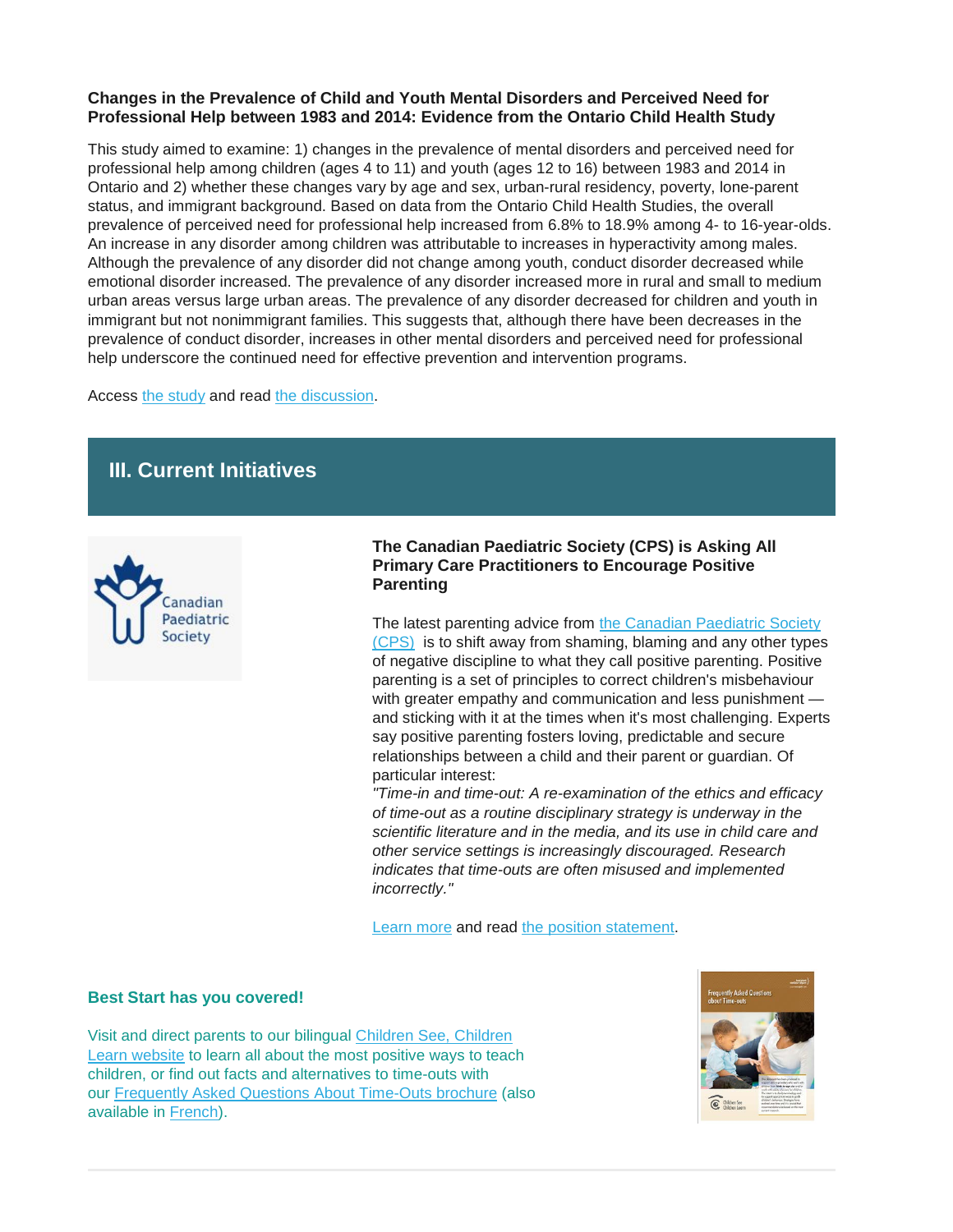**Changes in the Prevalence of Child and Youth Mental Disorders and Perceived Need for Professional Help between 1983 and 2014: Evidence from the Ontario Child Health Study**

This study aimed to examine: 1) changes in the prevalence of mental disorders and perceived need for professional help among children (ages 4 to 11) and youth (ages 12 to 16) between 1983 and 2014 in Ontario and 2) whether these changes vary by age and sex, urban-rural residency, poverty, lone-parent status, and immigrant background. Based on data from the Ontario Child Health Studies, the overall prevalence of perceived need for professional help increased from 6.8% to 18.9% among 4- to 16-year-olds. An increase in any disorder among children was attributable to increases in hyperactivity among males. Although the prevalence of any disorder did not change among youth, conduct disorder decreased while emotional disorder increased. The prevalence of any disorder increased more in rural and small to medium urban areas versus large urban areas. The prevalence of any disorder decreased for children and youth in immigrant but not nonimmigrant families. This suggests that, although there have been decreases in the prevalence of conduct disorder, increases in other mental disorders and perceived need for professional help underscore the continued need for effective prevention and intervention programs.

Access the study and read the discussion.

## III. Current Initiatives

Canadian Paediatric Society

**The Canadian Paediatric Society (CPS) is Asking All Primary Care Practitioners to Encourage Positive Parenting**

The latest parenting advice from the Canadian Paediatric Society (CPS) is to shift away from shaming, blaming and any other types of negative discipline to what they call positive parenting. Positive parenting is a set of principles to correct children's misbehaviour with greater empathy and communication and less punishment — and sticking with it at the times when it's most challenging. Experts say positive parenting fosters loving, predictable and secure relationships between a child and their parent or guardian. Of particular interest:

*"Time-in and time-out: A re-examination of the ethics and efficacy of time-out as a routine disciplinary strategy is underway in the scientific literature and in the media, and its use in child care and other service settings is increasingly discouraged. Research indicates that time-outs are often misused and implemented incorrectly."*

Learn more and read the position statement.

**Best Start has you covered!**

Visit and direct parents to our bilingual Children See, Children Learn website to learn all about the most positive ways to teach children, or find out facts and alternatives to time-outs with our Frequently Asked Questions About Time-Outs brochure (also available in French).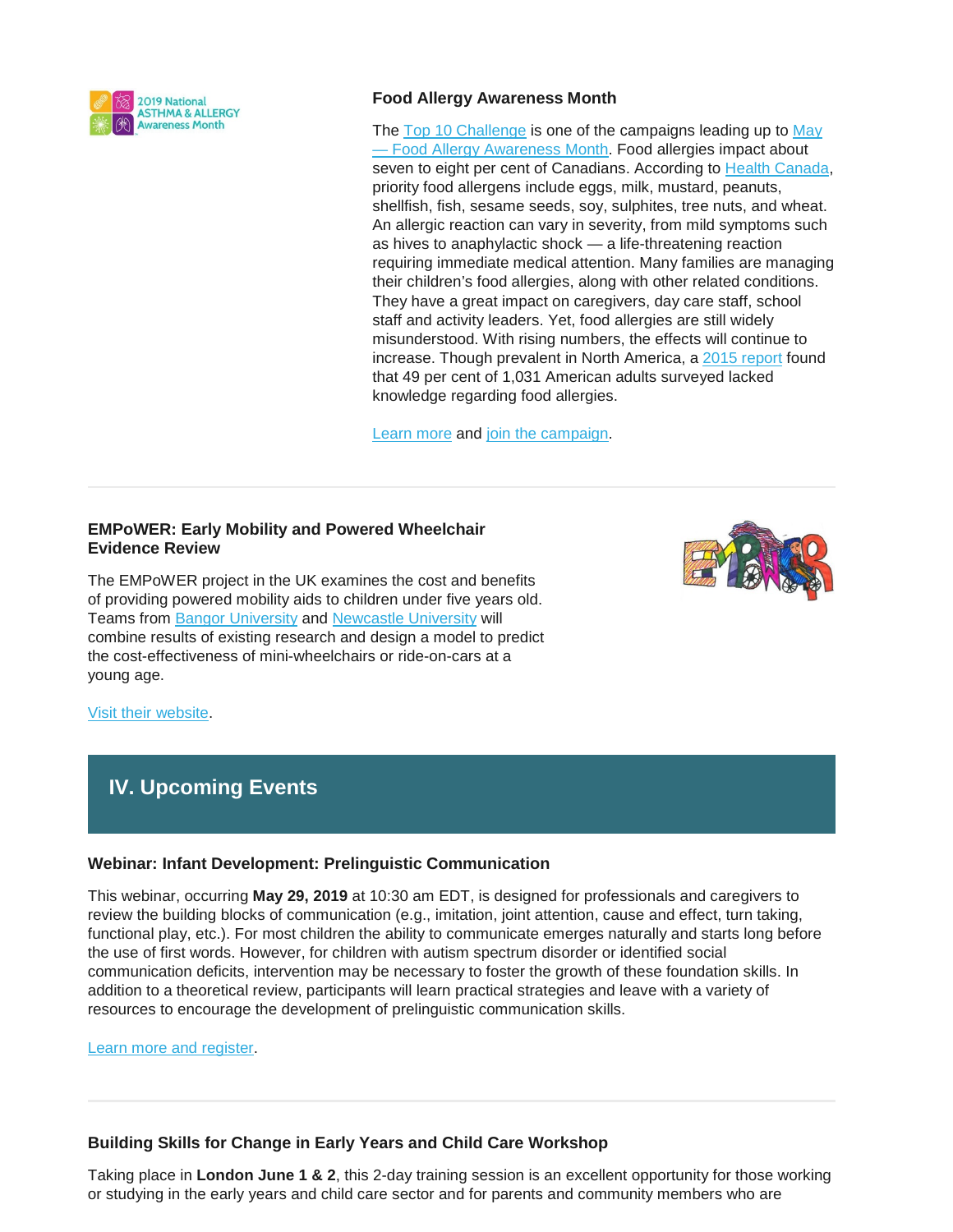### Food Allergy Awareness Month

The Top 10 Challenge is one of the campaigns leading up to May — Food Allergy Awareness Month. Food allergies impact about seven to eight per cent of Canadians. According to Health Canada, priority food allergens include eggs, milk, mustard, peanuts, shellfish, fish, sesame seeds, soy, sulphites, tree nuts, and wheat. An allergic reaction can vary in severity, from mild symptoms such as hives to anaphylactic shock — a life-threatening reaction requiring immediate medical attention. Many families are managing their children's food allergies, along with other related conditions. They have a great impact on caregivers, day care staff, school staff and activity leaders. Yet, food allergies are still widely misunderstood. With rising numbers, the effects will continue to increase. Though prevalent in North America, a 2015 report found that 49 per cent of 1,031 American adults surveyed lacked knowledge regarding food allergies.

Learn more and join the campaign.

---

### EMPoWER: Early Mobility and Powered Wheelchair Evidence Review

The EMPoWER project in the UK examines the cost and benefits of providing powered mobility aids to children under five years old. Teams from Bangor University and Newcastle University will combine results of existing research and design a model to predict the cost-effectiveness of mini-wheelchairs or ride-on-cars at a young age.

Visit their website.

## IV. Upcoming Events

### Webinar: Infant Development: Prelinguistic Communication

This webinar, occurring **May 29, 2019** at 10:30 am EDT, is designed for professionals and caregivers to review the building blocks of communication (e.g., imitation, joint attention, cause and effect, turn taking, functional play, etc.). For most children the ability to communicate emerges naturally and starts long before the use of first words. However, for children with autism spectrum disorder or identified social communication deficits, intervention may be necessary to foster the growth of these foundation skills. In addition to a theoretical review, participants will learn practical strategies and leave with a variety of resources to encourage the development of prelinguistic communication skills.

Learn more and register.

---

### Building Skills for Change in Early Years and Child Care Workshop

Taking place in **London June 1 & 2**, this 2-day training session is an excellent opportunity for those working or studying in the early years and child care sector and for parents and community members who are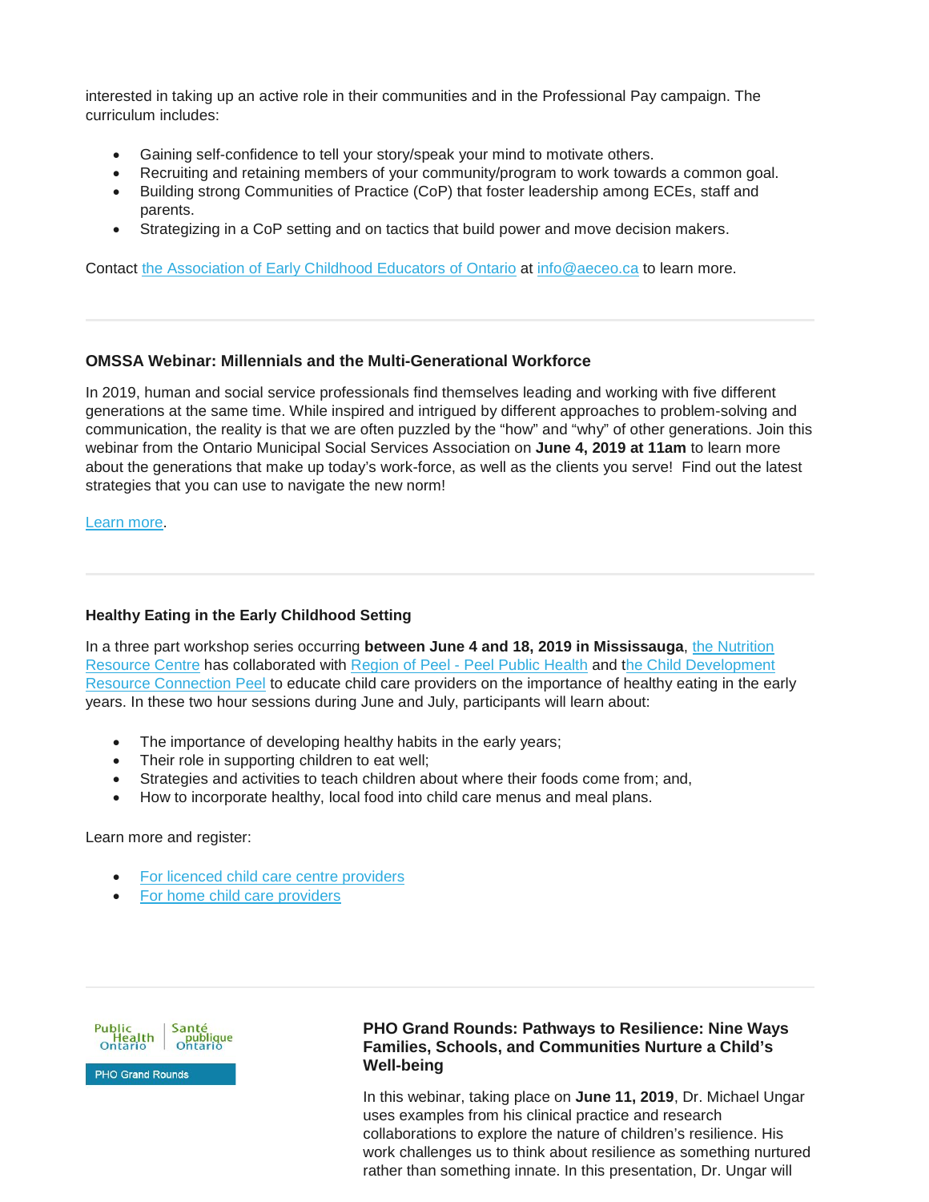interested in taking up an active role in their communities and in the Professional Pay campaign. The curriculum includes:

- Gaining self-confidence to tell your story/speak your mind to motivate others.
- Recruiting and retaining members of your community/program to work towards a common goal.
- Building strong Communities of Practice (CoP) that foster leadership among ECEs, staff and parents.
- Strategizing in a CoP setting and on tactics that build power and move decision makers.

Contact the Association of Early Childhood Educators of Ontario at info@aeceo.ca to learn more.

---

### OMSSA Webinar: Millennials and the Multi-Generational Workforce

In 2019, human and social service professionals find themselves leading and working with five different generations at the same time. While inspired and intrigued by different approaches to problem-solving and communication, the reality is that we are often puzzled by the "how" and "why" of other generations. Join this webinar from the Ontario Municipal Social Services Association on **June 4, 2019 at 11am** to learn more about the generations that make up today's work-force, as well as the clients you serve! Find out the latest strategies that you can use to navigate the new norm!

Learn more.

---

### Healthy Eating in the Early Childhood Setting

In a three part workshop series occurring **between June 4 and 18, 2019 in Mississauga**, the Nutrition Resource Centre has collaborated with Region of Peel - Peel Public Health and the Child Development Resource Connection Peel to educate child care providers on the importance of healthy eating in the early years. In these two hour sessions during June and July, participants will learn about:

- The importance of developing healthy habits in the early years;
- Their role in supporting children to eat well;
- Strategies and activities to teach children about where their foods come from; and,
- How to incorporate healthy, local food into child care menus and meal plans.

Learn more and register:

- For licenced child care centre providers
- For home child care providers

---

Public Health Ontario | Santé publique Ontario

PHO Grand Rounds

### PHO Grand Rounds: Pathways to Resilience: Nine Ways Families, Schools, and Communities Nurture a Child's Well-being

In this webinar, taking place on **June 11, 2019**, Dr. Michael Ungar uses examples from his clinical practice and research collaborations to explore the nature of children's resilience. His work challenges us to think about resilience as something nurtured rather than something innate. In this presentation, Dr. Ungar will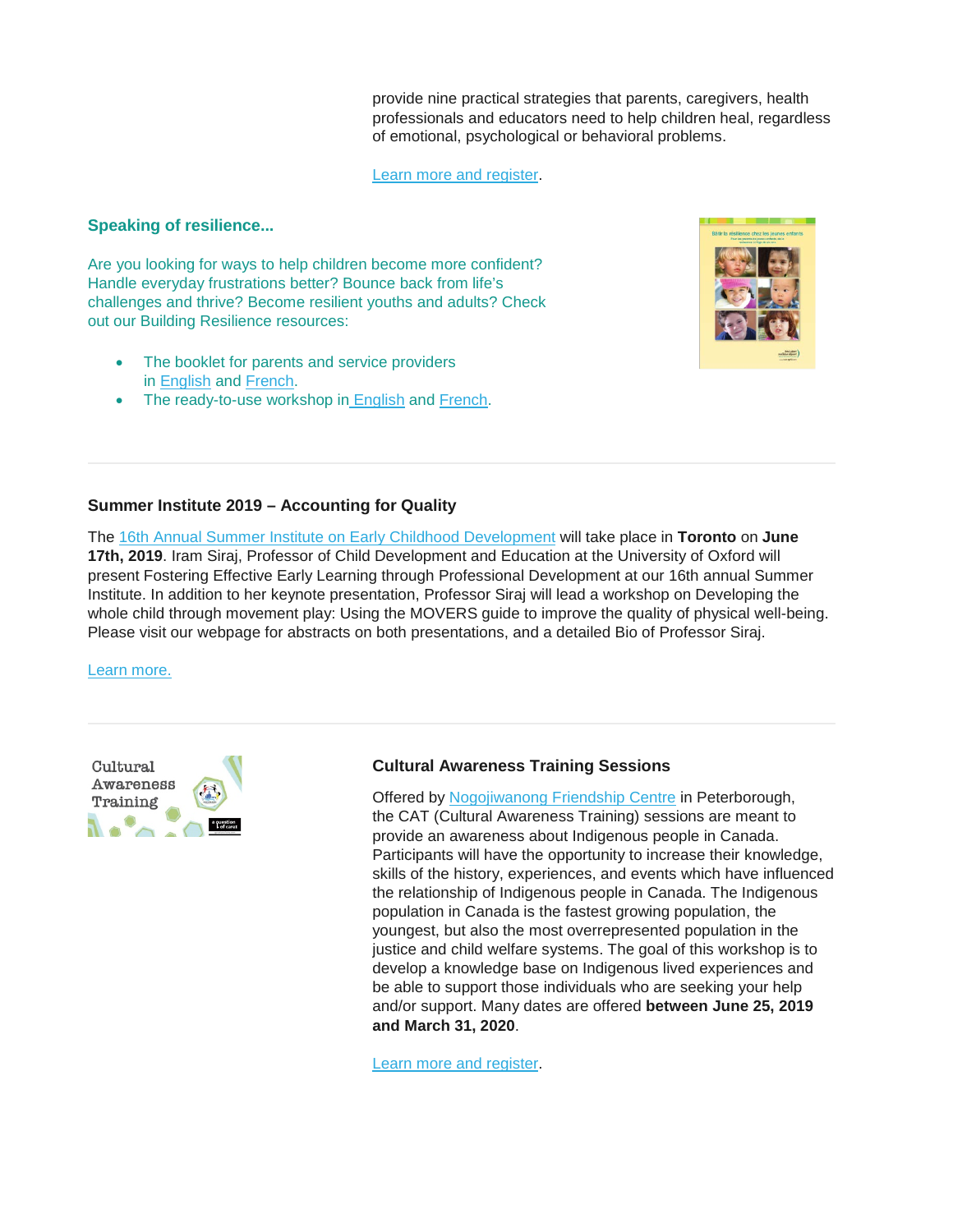provide nine practical strategies that parents, caregivers, health professionals and educators need to help children heal, regardless of emotional, psychological or behavioral problems.

Learn more and register.

### Speaking of resilience...

Are you looking for ways to help children become more confident? Handle everyday frustrations better? Bounce back from life's challenges and thrive? Become resilient youths and adults? Check out our Building Resilience resources:

- The booklet for parents and service providers in English and French.
- The ready-to-use workshop in English and French.

---

### Summer Institute 2019 – Accounting for Quality

The 16th Annual Summer Institute on Early Childhood Development will take place in **Toronto** on **June 17th, 2019**. Iram Siraj, Professor of Child Development and Education at the University of Oxford will present Fostering Effective Early Learning through Professional Development at our 16th annual Summer Institute. In addition to her keynote presentation, Professor Siraj will lead a workshop on Developing the whole child through movement play: Using the MOVERS guide to improve the quality of physical well-being. Please visit our webpage for abstracts on both presentations, and a detailed Bio of Professor Siraj.

Learn more.

---

### Cultural Awareness Training Sessions

Offered by Nogojiwanong Friendship Centre in Peterborough, the CAT (Cultural Awareness Training) sessions are meant to provide an awareness about Indigenous people in Canada. Participants will have the opportunity to increase their knowledge, skills of the history, experiences, and events which have influenced the relationship of Indigenous people in Canada. The Indigenous population in Canada is the fastest growing population, the youngest, but also the most overrepresented population in the justice and child welfare systems. The goal of this workshop is to develop a knowledge base on Indigenous lived experiences and be able to support those individuals who are seeking your help and/or support. Many dates are offered **between June 25, 2019 and March 31, 2020**.

Learn more and register.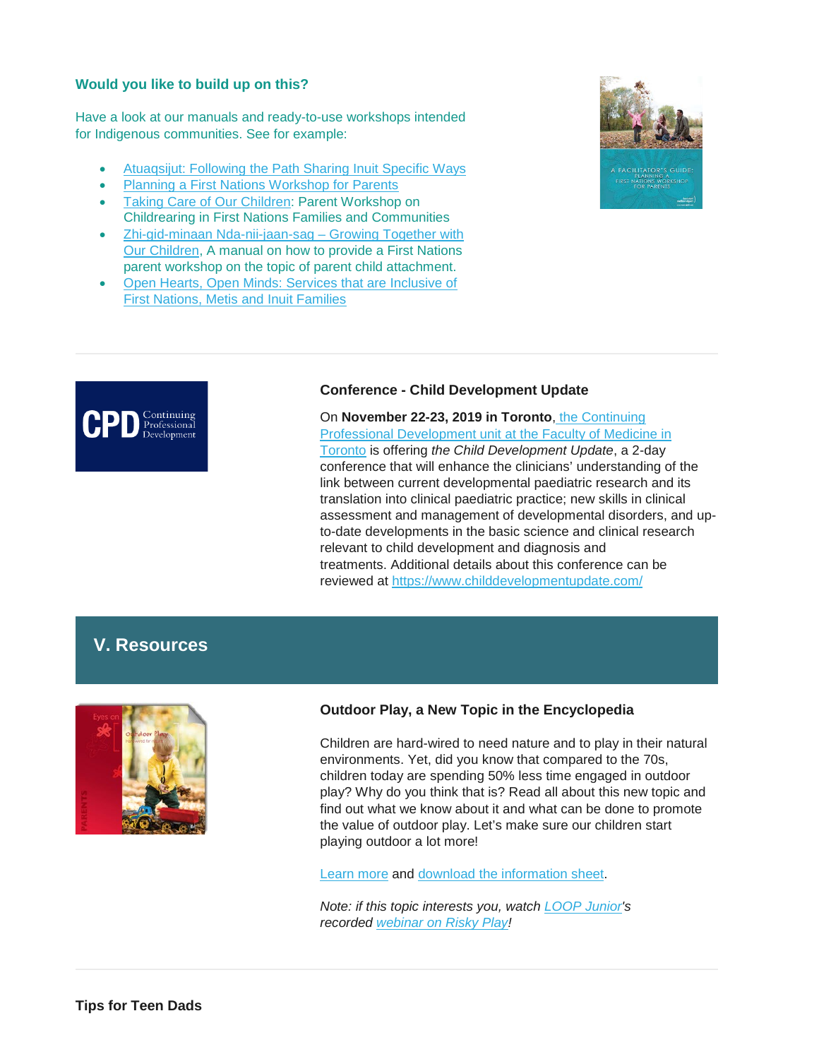### Would you like to build up on this?

Have a look at our manuals and ready-to-use workshops intended for Indigenous communities. See for example:

- Atuaqsijut: Following the Path Sharing Inuit Specific Ways
- Planning a First Nations Workshop for Parents
- Taking Care of Our Children: Parent Workshop on Childrearing in First Nations Families and Communities
- Zhi-gid-minaan Nda-nii-jaan-sag – Growing Together with Our Children, A manual on how to provide a First Nations parent workshop on the topic of parent child attachment.
- Open Hearts, Open Minds: Services that are Inclusive of First Nations, Metis and Inuit Families

### Conference - Child Development Update

On **November 22-23, 2019 in Toronto**, the Continuing Professional Development unit at the Faculty of Medicine in Toronto is offering *the Child Development Update*, a 2-day conference that will enhance the clinicians' understanding of the link between current developmental paediatric research and its translation into clinical paediatric practice; new skills in clinical assessment and management of developmental disorders, and up-to-date developments in the basic science and clinical research relevant to child development and diagnosis and treatments. Additional details about this conference can be reviewed at https://www.childdevelopmentupdate.com/

## V. Resources

### Outdoor Play, a New Topic in the Encyclopedia

Children are hard-wired to need nature and to play in their natural environments. Yet, did you know that compared to the 70s, children today are spending 50% less time engaged in outdoor play? Why do you think that is? Read all about this new topic and find out what we know about it and what can be done to promote the value of outdoor play. Let's make sure our children start playing outdoor a lot more!

Learn more and download the information sheet.

*Note: if this topic interests you, watch LOOP Junior's recorded webinar on Risky Play!*

### Tips for Teen Dads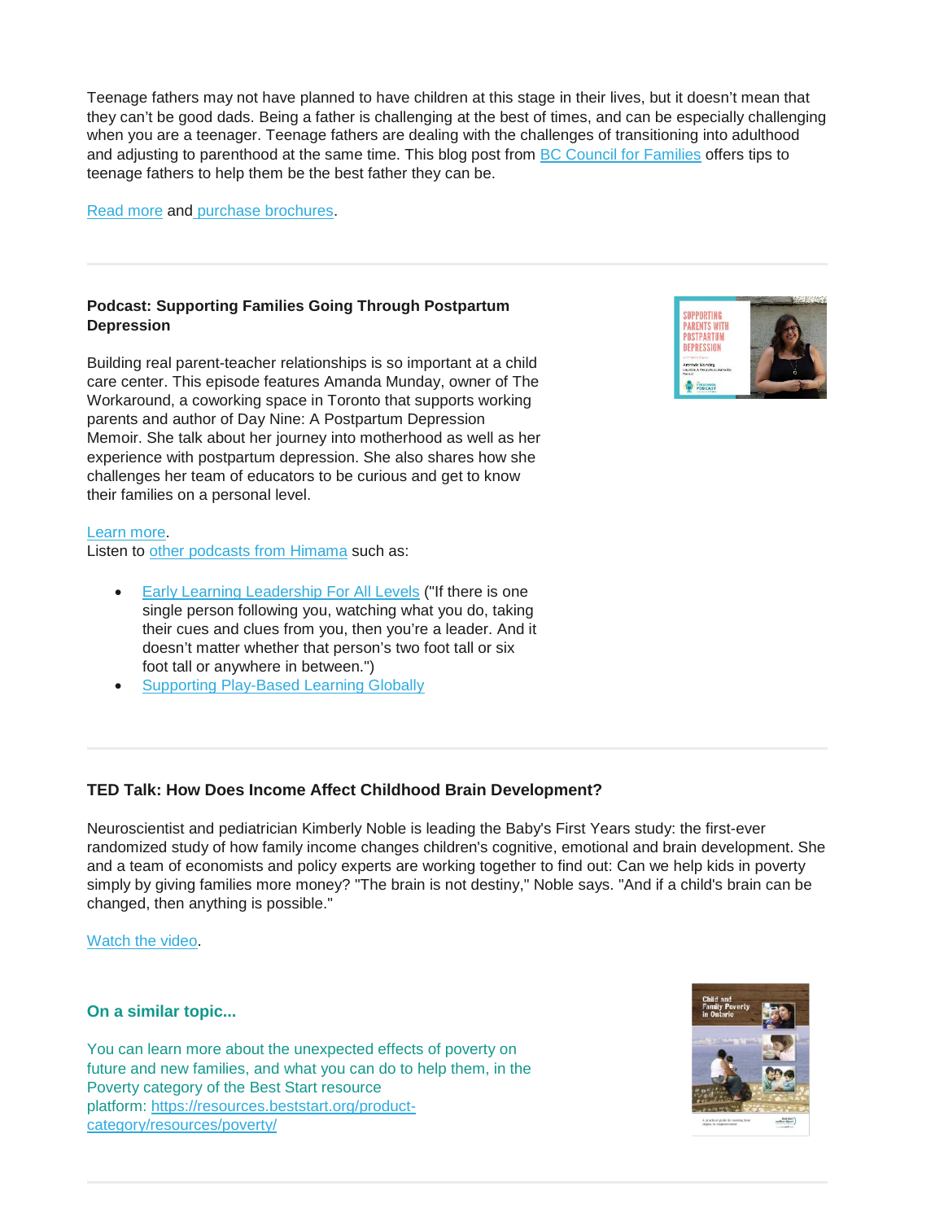Teenage fathers may not have planned to have children at this stage in their lives, but it doesn't mean that they can't be good dads. Being a father is challenging at the best of times, and can be especially challenging when you are a teenager. Teenage fathers are dealing with the challenges of transitioning into adulthood and adjusting to parenthood at the same time. This blog post from BC Council for Families offers tips to teenage fathers to help them be the best father they can be.

Read more and purchase brochures.

---

**Podcast: Supporting Families Going Through Postpartum Depression**

Building real parent-teacher relationships is so important at a child care center. This episode features Amanda Munday, owner of The Workaround, a coworking space in Toronto that supports working parents and author of Day Nine: A Postpartum Depression Memoir. She talk about her journey into motherhood as well as her experience with postpartum depression. She also shares how she challenges her team of educators to be curious and get to know their families on a personal level.

Learn more.
Listen to other podcasts from Himama such as:

- Early Learning Leadership For All Levels ("If there is one single person following you, watching what you do, taking their cues and clues from you, then you're a leader. And it doesn't matter whether that person's two foot tall or six foot tall or anywhere in between.")
- Supporting Play-Based Learning Globally

---

**TED Talk: How Does Income Affect Childhood Brain Development?**

Neuroscientist and pediatrician Kimberly Noble is leading the Baby's First Years study: the first-ever randomized study of how family income changes children's cognitive, emotional and brain development. She and a team of economists and policy experts are working together to find out: Can we help kids in poverty simply by giving families more money? "The brain is not destiny," Noble says. "And if a child's brain can be changed, then anything is possible."

Watch the video.

**On a similar topic...**

You can learn more about the unexpected effects of poverty on future and new families, and what you can do to help them, in the Poverty category of the Best Start resource platform: https://resources.beststart.org/product-category/resources/poverty/

---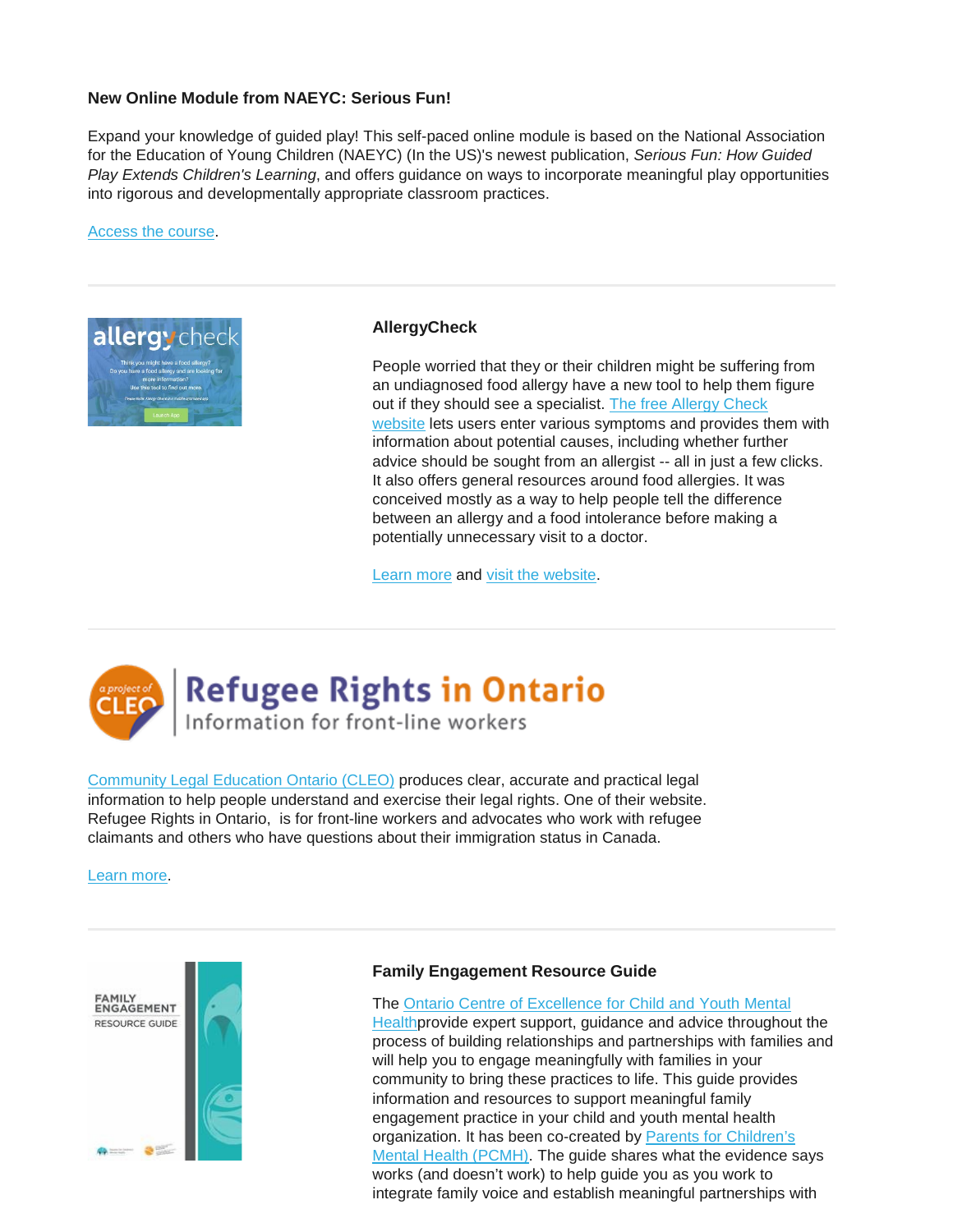**New Online Module from NAEYC: Serious Fun!**

Expand your knowledge of guided play! This self-paced online module is based on the National Association for the Education of Young Children (NAEYC) (In the US)'s newest publication, *Serious Fun: How Guided Play Extends Children's Learning*, and offers guidance on ways to incorporate meaningful play opportunities into rigorous and developmentally appropriate classroom practices.

Access the course.

---

**AllergyCheck**

People worried that they or their children might be suffering from an undiagnosed food allergy have a new tool to help them figure out if they should see a specialist. The free Allergy Check website lets users enter various symptoms and provides them with information about potential causes, including whether further advice should be sought from an allergist -- all in just a few clicks. It also offers general resources around food allergies. It was conceived mostly as a way to help people tell the difference between an allergy and a food intolerance before making a potentially unnecessary visit to a doctor.

Learn more and visit the website.

---

**Refugee Rights in Ontario**
Information for front-line workers

Community Legal Education Ontario (CLEO) produces clear, accurate and practical legal information to help people understand and exercise their legal rights. One of their website. Refugee Rights in Ontario,  is for front-line workers and advocates who work with refugee claimants and others who have questions about their immigration status in Canada.

Learn more.

---

**Family Engagement Resource Guide**

The Ontario Centre of Excellence for Child and Youth Mental Healthprovide expert support, guidance and advice throughout the process of building relationships and partnerships with families and will help you to engage meaningfully with families in your community to bring these practices to life. This guide provides information and resources to support meaningful family engagement practice in your child and youth mental health organization. It has been co-created by Parents for Children's Mental Health (PCMH). The guide shares what the evidence says works (and doesn't work) to help guide you as you work to integrate family voice and establish meaningful partnerships with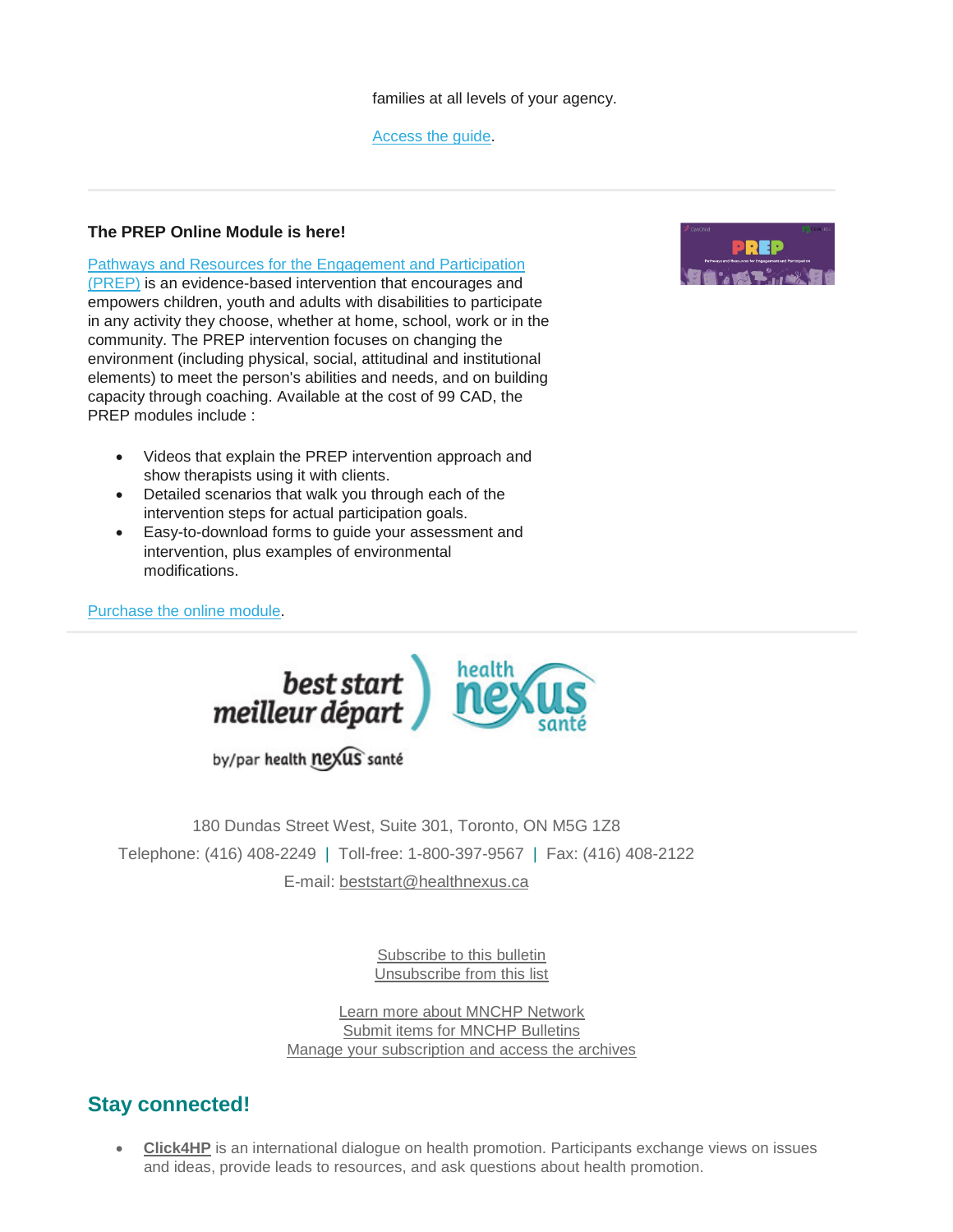families at all levels of your agency.

Access the guide.

---

**The PREP Online Module is here!**

Pathways and Resources for the Engagement and Participation (PREP) is an evidence-based intervention that encourages and empowers children, youth and adults with disabilities to participate in any activity they choose, whether at home, school, work or in the community. The PREP intervention focuses on changing the environment (including physical, social, attitudinal and institutional elements) to meet the person's abilities and needs, and on building capacity through coaching. Available at the cost of 99 CAD, the PREP modules include :

- Videos that explain the PREP intervention approach and show therapists using it with clients.
- Detailed scenarios that walk you through each of the intervention steps for actual participation goals.
- Easy-to-download forms to guide your assessment and intervention, plus examples of environmental modifications.

Purchase the online module.

---

best start meilleur départ by/par health nexus santé

health nexus santé

180 Dundas Street West, Suite 301, Toronto, ON M5G 1Z8

Telephone: (416) 408-2249 | Toll-free: 1-800-397-9567 | Fax: (416) 408-2122

E-mail: beststart@healthnexus.ca

Subscribe to this bulletin
Unsubscribe from this list

Learn more about MNCHP Network
Submit items for MNCHP Bulletins
Manage your subscription and access the archives

## Stay connected!

- **Click4HP** is an international dialogue on health promotion. Participants exchange views on issues and ideas, provide leads to resources, and ask questions about health promotion.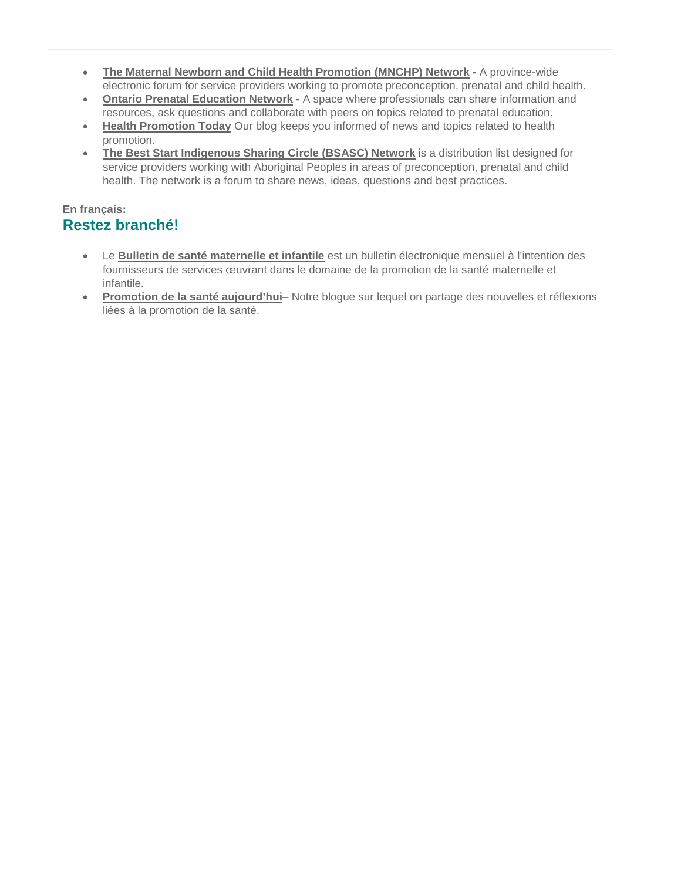- **The Maternal Newborn and Child Health Promotion (MNCHP) Network -** A province-wide electronic forum for service providers working to promote preconception, prenatal and child health.
- **Ontario Prenatal Education Network -** A space where professionals can share information and resources, ask questions and collaborate with peers on topics related to prenatal education.
- **Health Promotion Today** Our blog keeps you informed of news and topics related to health promotion.
- **The Best Start Indigenous Sharing Circle (BSASC) Network** is a distribution list designed for service providers working with Aboriginal Peoples in areas of preconception, prenatal and child health. The network is a forum to share news, ideas, questions and best practices.

**En français:**

## Restez branché!

- Le **Bulletin de santé maternelle et infantile** est un bulletin électronique mensuel à l'intention des fournisseurs de services œuvrant dans le domaine de la promotion de la santé maternelle et infantile.
- **Promotion de la santé aujourd'hui**– Notre blogue sur lequel on partage des nouvelles et réflexions liées à la promotion de la santé.